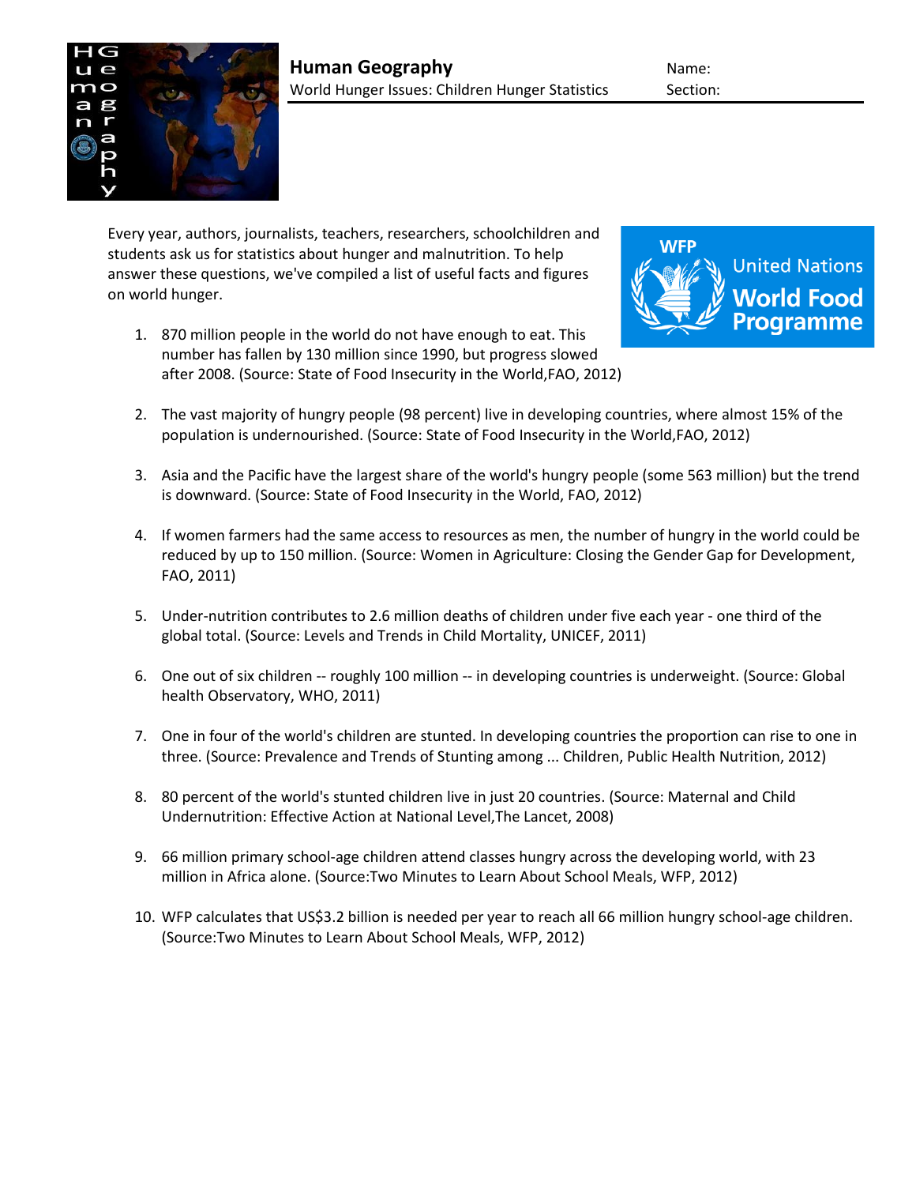# Human Geography

World Hunger Issues: Children Hunger Statistics

Name:

Section:

Every year, authors, journalists, teachers, researchers, schoolchildren and students ask us for statistics about hunger and malnutrition. To help answer these questions, we've compiled a list of useful facts and figures on world hunger.

WFP United Nations World Food Programme

1. 870 million people in the world do not have enough to eat. This number has fallen by 130 million since 1990, but progress slowed after 2008. (Source: State of Food Insecurity in the World,FAO, 2012)
2. The vast majority of hungry people (98 percent) live in developing countries, where almost 15% of the population is undernourished. (Source: State of Food Insecurity in the World,FAO, 2012)
3. Asia and the Pacific have the largest share of the world's hungry people (some 563 million) but the trend is downward. (Source: State of Food Insecurity in the World, FAO, 2012)
4. If women farmers had the same access to resources as men, the number of hungry in the world could be reduced by up to 150 million. (Source: Women in Agriculture: Closing the Gender Gap for Development, FAO, 2011)
5. Under-nutrition contributes to 2.6 million deaths of children under five each year - one third of the global total. (Source: Levels and Trends in Child Mortality, UNICEF, 2011)
6. One out of six children -- roughly 100 million -- in developing countries is underweight. (Source: Global health Observatory, WHO, 2011)
7. One in four of the world's children are stunted. In developing countries the proportion can rise to one in three. (Source: Prevalence and Trends of Stunting among ... Children, Public Health Nutrition, 2012)
8. 80 percent of the world's stunted children live in just 20 countries. (Source: Maternal and Child Undernutrition: Effective Action at National Level,The Lancet, 2008)
9. 66 million primary school-age children attend classes hungry across the developing world, with 23 million in Africa alone. (Source:Two Minutes to Learn About School Meals, WFP, 2012)
10. WFP calculates that US$3.2 billion is needed per year to reach all 66 million hungry school-age children. (Source:Two Minutes to Learn About School Meals, WFP, 2012)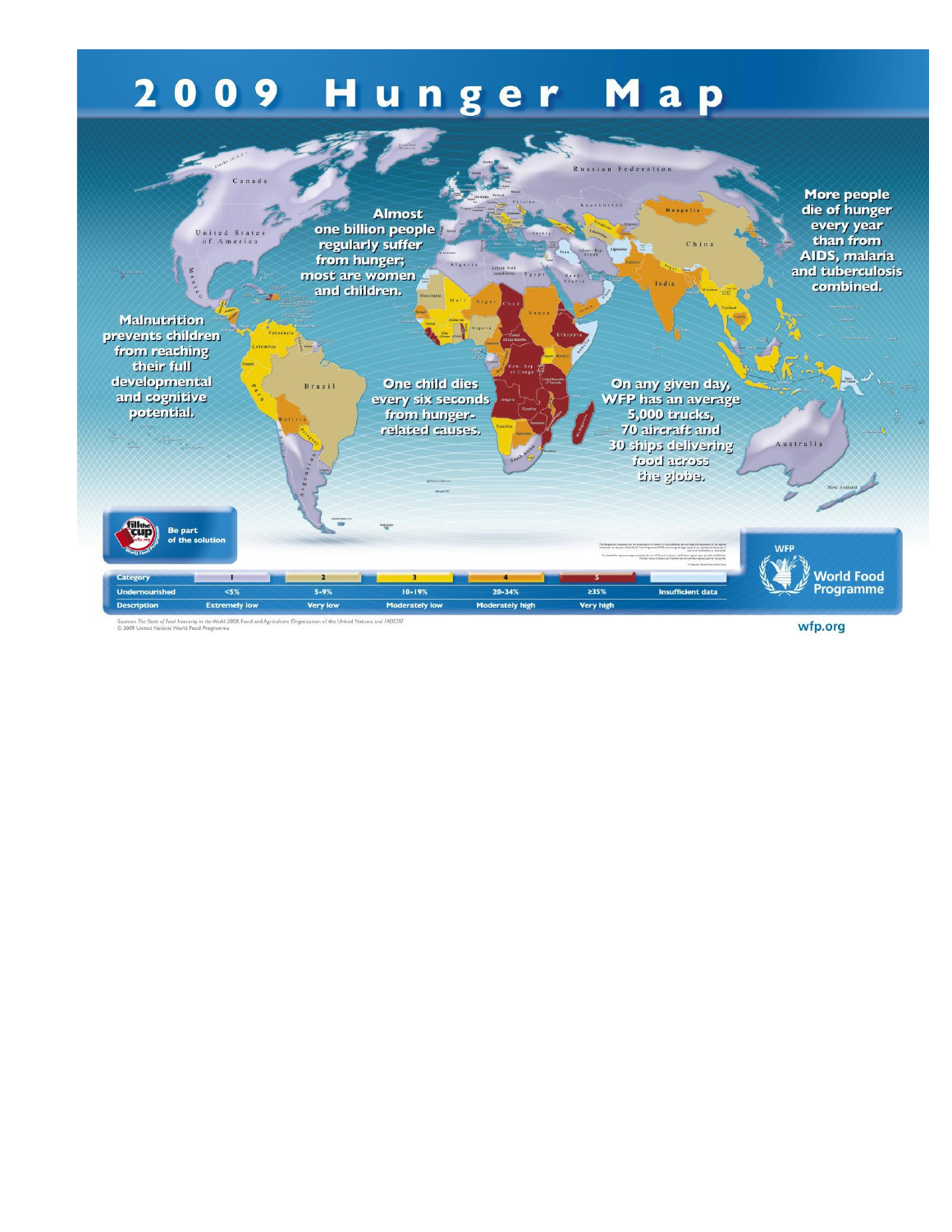# 2009 Hunger Map

Almost one billion people regularly suffer from hunger; most are women and children.

More people die of hunger every year than from AIDS, malaria and tuberculosis combined.

Malnutrition prevents children from reaching their full developmental and cognitive potential.

One child dies every six seconds from hunger-related causes.

On any given day, WFP has an average 5,000 trucks, 70 aircraft and 30 ships delivering food across the globe.

Be part of the solution

| Category | 1 | 2 | 3 | 4 | 5 | |
|---|---|---|---|---|---|---|
| Undernourished | <5% | 5-9% | 10-19% | 20-34% | ≥35% | Insufficient data |
| Description | Extremely low | Very low | Moderately low | Moderately high | Very high | |

WFP World Food Programme

Sources: *The State of Food Insecurity in the World 2008*, Food and Agriculture Organization of the United Nations and FAOSTAT
© 2009 United Nations World Food Programme

wfp.org